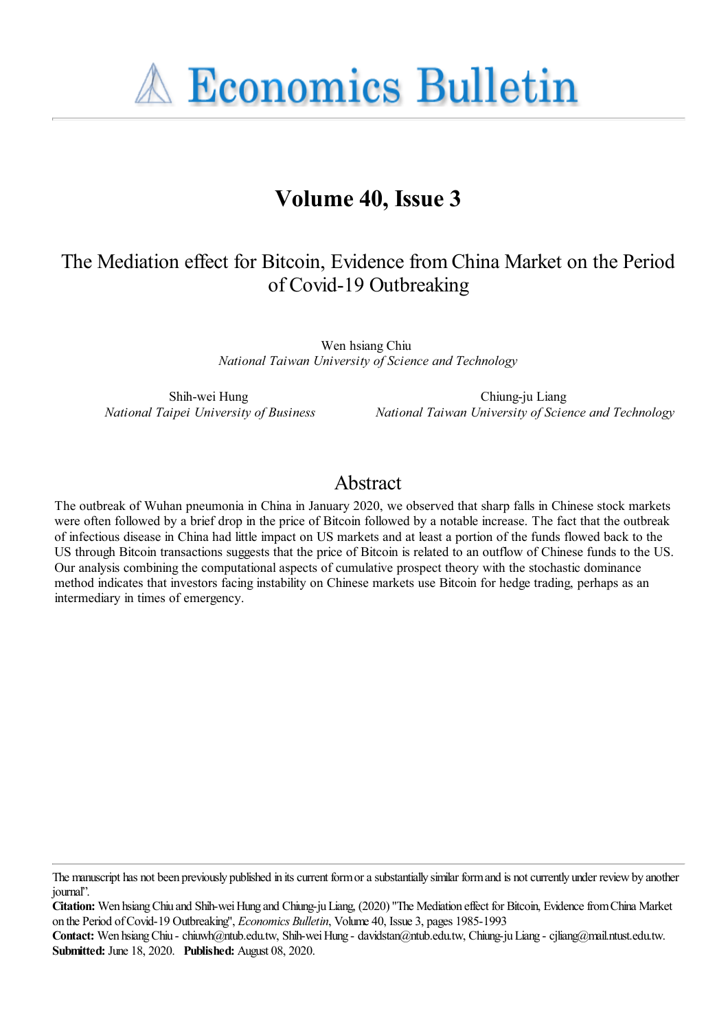# Economics Bulletin

## Volume 40, Issue 3

# The Mediation effect for Bitcoin, Evidence from China Market on the Period of Covid-19 Outbreaking

Wen hsiang Chiu
*National Taiwan University of Science and Technology*

Shih-wei Hung
*National Taipei University of Business*

Chiung-ju Liang
*National Taiwan University of Science and Technology*

## Abstract

The outbreak of Wuhan pneumonia in China in January 2020, we observed that sharp falls in Chinese stock markets were often followed by a brief drop in the price of Bitcoin followed by a notable increase. The fact that the outbreak of infectious disease in China had little impact on US markets and at least a portion of the funds flowed back to the US through Bitcoin transactions suggests that the price of Bitcoin is related to an outflow of Chinese funds to the US. Our analysis combining the computational aspects of cumulative prospect theory with the stochastic dominance method indicates that investors facing instability on Chinese markets use Bitcoin for hedge trading, perhaps as an intermediary in times of emergency.

---

The manuscript has not been previously published in its current form or a substantially similar form and is not currently under review by another journal".

**Citation:** Wen hsiang Chiu and Shih-wei Hung and Chiung-ju Liang, (2020) ''The Mediation effect for Bitcoin, Evidence from China Market on the Period of Covid-19 Outbreaking'', *Economics Bulletin*, Volume 40, Issue 3, pages 1985-1993

**Contact:** Wen hsiang Chiu - chiuwh@ntub.edu.tw, Shih-wei Hung - davidstan@ntub.edu.tw, Chiung-ju Liang - cjliang@mail.ntust.edu.tw.
**Submitted:** June 18, 2020. **Published:** August 08, 2020.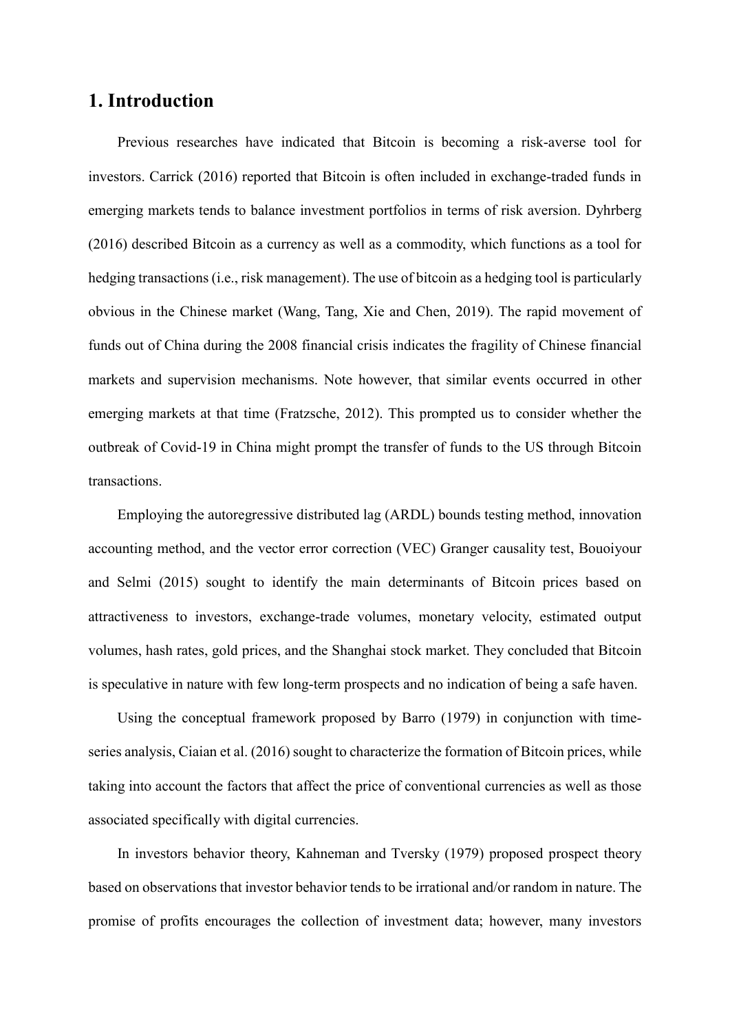# 1. Introduction

Previous researches have indicated that Bitcoin is becoming a risk-averse tool for investors. Carrick (2016) reported that Bitcoin is often included in exchange-traded funds in emerging markets tends to balance investment portfolios in terms of risk aversion. Dyhrberg (2016) described Bitcoin as a currency as well as a commodity, which functions as a tool for hedging transactions (i.e., risk management). The use of bitcoin as a hedging tool is particularly obvious in the Chinese market (Wang, Tang, Xie and Chen, 2019). The rapid movement of funds out of China during the 2008 financial crisis indicates the fragility of Chinese financial markets and supervision mechanisms. Note however, that similar events occurred in other emerging markets at that time (Fratzsche, 2012). This prompted us to consider whether the outbreak of Covid-19 in China might prompt the transfer of funds to the US through Bitcoin transactions.

Employing the autoregressive distributed lag (ARDL) bounds testing method, innovation accounting method, and the vector error correction (VEC) Granger causality test, Bouoiyour and Selmi (2015) sought to identify the main determinants of Bitcoin prices based on attractiveness to investors, exchange-trade volumes, monetary velocity, estimated output volumes, hash rates, gold prices, and the Shanghai stock market. They concluded that Bitcoin is speculative in nature with few long-term prospects and no indication of being a safe haven.

Using the conceptual framework proposed by Barro (1979) in conjunction with time-series analysis, Ciaian et al. (2016) sought to characterize the formation of Bitcoin prices, while taking into account the factors that affect the price of conventional currencies as well as those associated specifically with digital currencies.

In investors behavior theory, Kahneman and Tversky (1979) proposed prospect theory based on observations that investor behavior tends to be irrational and/or random in nature. The promise of profits encourages the collection of investment data; however, many investors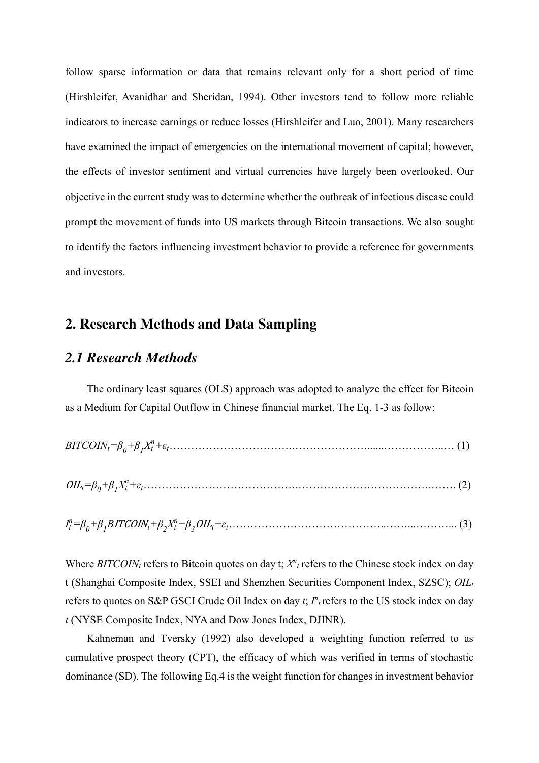follow sparse information or data that remains relevant only for a short period of time (Hirshleifer, Avanidhar and Sheridan, 1994). Other investors tend to follow more reliable indicators to increase earnings or reduce losses (Hirshleifer and Luo, 2001). Many researchers have examined the impact of emergencies on the international movement of capital; however, the effects of investor sentiment and virtual currencies have largely been overlooked. Our objective in the current study was to determine whether the outbreak of infectious disease could prompt the movement of funds into US markets through Bitcoin transactions. We also sought to identify the factors influencing investment behavior to provide a reference for governments and investors.

## 2. Research Methods and Data Sampling

### *2.1 Research Methods*

The ordinary least squares (OLS) approach was adopted to analyze the effect for Bitcoin as a Medium for Capital Outflow in Chinese financial market. The Eq. 1-3 as follow:

$$BITCOIN_t=\beta_0+\beta_1 X_t^n+\varepsilon_t \quad (1)$$

$$OIL_t=\beta_0+\beta_1 X_t^n+\varepsilon_t \quad (2)$$

$$I_t^n=\beta_0+\beta_1 BITCOIN_t+\beta_2 X_t^n+\beta_3 OIL_t+\varepsilon_t \quad (3)$$

Where $BITCOIN_t$ refers to Bitcoin quotes on day t; $X^n_t$ refers to the Chinese stock index on day t (Shanghai Composite Index, SSEI and Shenzhen Securities Component Index, SZSC); $OIL_t$ refers to quotes on S&P GSCI Crude Oil Index on day *t*; $I^n_t$ refers to the US stock index on day *t* (NYSE Composite Index, NYA and Dow Jones Index, DJINR).

Kahneman and Tversky (1992) also developed a weighting function referred to as cumulative prospect theory (CPT), the efficacy of which was verified in terms of stochastic dominance (SD). The following Eq.4 is the weight function for changes in investment behavior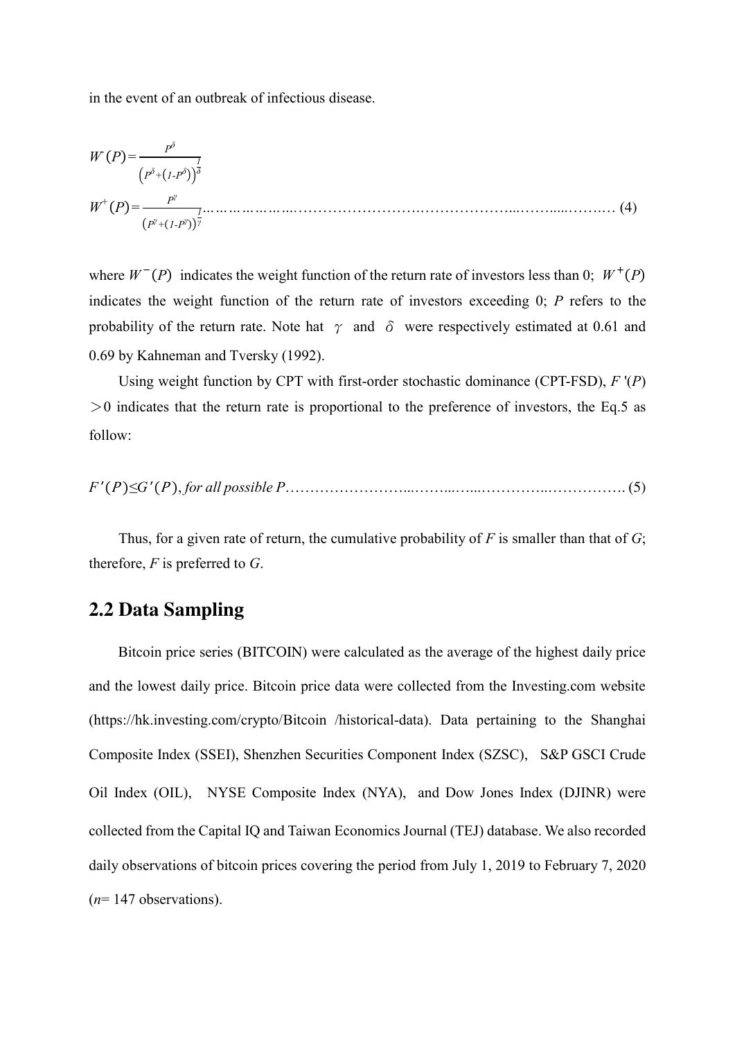in the event of an outbreak of infectious disease.

$$W^{-}(P)=\frac{P^{\delta}}{\left(P^{\delta}+\left(1-P^{\delta}\right)\right)^{\frac{1}{\delta}}}$$

$$W^{+}(P)=\frac{P^{\gamma}}{\left(P^{\gamma}+\left(1-P^{\gamma}\right)\right)^{\frac{1}{\gamma}}} \quad (4)$$

where $W^{-}(P)$ indicates the weight function of the return rate of investors less than 0; $W^{+}(P)$ indicates the weight function of the return rate of investors exceeding 0; $P$ refers to the probability of the return rate. Note hat $\gamma$ and $\delta$ were respectively estimated at 0.61 and 0.69 by Kahneman and Tversky (1992).

Using weight function by CPT with first-order stochastic dominance (CPT-FSD), $F'(P)>0$ indicates that the return rate is proportional to the preference of investors, the Eq.5 as follow:

$$F'(P) \leq G'(P), \textit{ for all possible } P \quad (5)$$

Thus, for a given rate of return, the cumulative probability of *F* is smaller than that of *G*; therefore, *F* is preferred to *G*.

## 2.2 Data Sampling

Bitcoin price series (BITCOIN) were calculated as the average of the highest daily price and the lowest daily price. Bitcoin price data were collected from the Investing.com website (https://hk.investing.com/crypto/Bitcoin /historical-data). Data pertaining to the Shanghai Composite Index (SSEI), Shenzhen Securities Component Index (SZSC), S&P GSCI Crude Oil Index (OIL), NYSE Composite Index (NYA), and Dow Jones Index (DJINR) were collected from the Capital IQ and Taiwan Economics Journal (TEJ) database. We also recorded daily observations of bitcoin prices covering the period from July 1, 2019 to February 7, 2020 ($n$= 147 observations).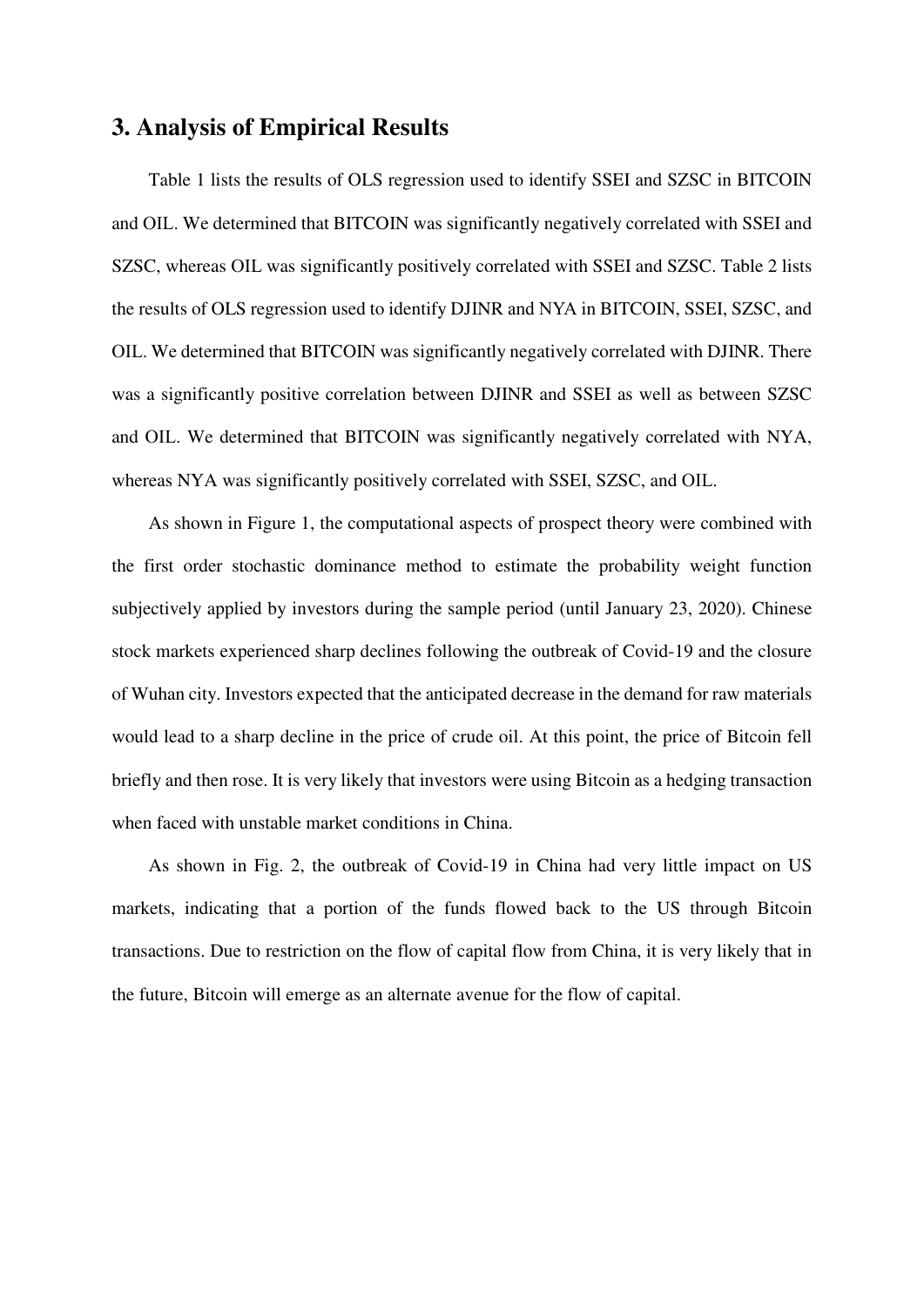## 3. Analysis of Empirical Results

Table 1 lists the results of OLS regression used to identify SSEI and SZSC in BITCOIN and OIL. We determined that BITCOIN was significantly negatively correlated with SSEI and SZSC, whereas OIL was significantly positively correlated with SSEI and SZSC. Table 2 lists the results of OLS regression used to identify DJINR and NYA in BITCOIN, SSEI, SZSC, and OIL. We determined that BITCOIN was significantly negatively correlated with DJINR. There was a significantly positive correlation between DJINR and SSEI as well as between SZSC and OIL. We determined that BITCOIN was significantly negatively correlated with NYA, whereas NYA was significantly positively correlated with SSEI, SZSC, and OIL.

As shown in Figure 1, the computational aspects of prospect theory were combined with the first order stochastic dominance method to estimate the probability weight function subjectively applied by investors during the sample period (until January 23, 2020). Chinese stock markets experienced sharp declines following the outbreak of Covid-19 and the closure of Wuhan city. Investors expected that the anticipated decrease in the demand for raw materials would lead to a sharp decline in the price of crude oil. At this point, the price of Bitcoin fell briefly and then rose. It is very likely that investors were using Bitcoin as a hedging transaction when faced with unstable market conditions in China.

As shown in Fig. 2, the outbreak of Covid-19 in China had very little impact on US markets, indicating that a portion of the funds flowed back to the US through Bitcoin transactions. Due to restriction on the flow of capital flow from China, it is very likely that in the future, Bitcoin will emerge as an alternate avenue for the flow of capital.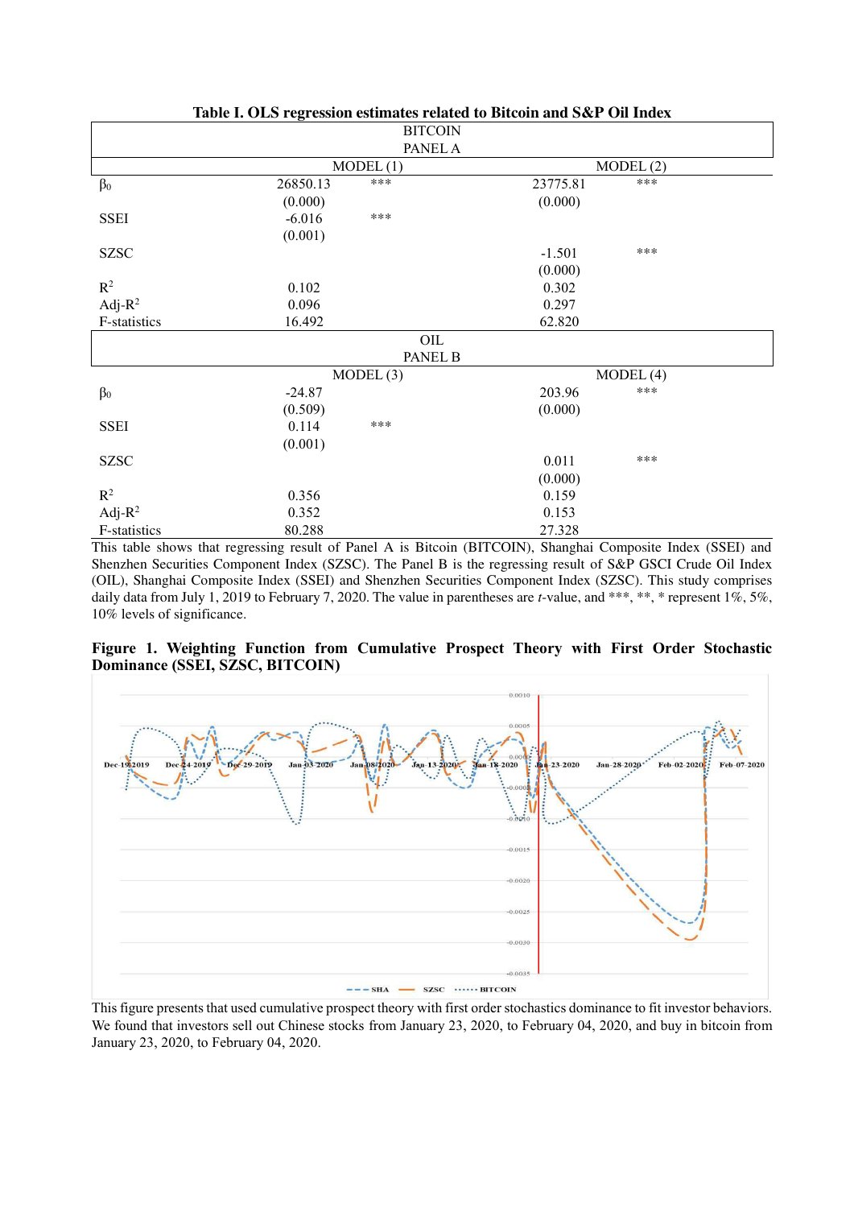**Table I. OLS regression estimates related to Bitcoin and S&P Oil Index**

| | BITCOIN PANEL A | | | |
|---|---|---|---|---|
| | MODEL (1) | | MODEL (2) | |
| $\beta_0$ | 26850.13 | *** | 23775.81 | *** |
| | (0.000) | | (0.000) | |
| SSEI | -6.016 | *** | | |
| | (0.001) | | | |
| SZSC | | | -1.501 | *** |
| | | | (0.000) | |
| $R^2$ | 0.102 | | 0.302 | |
| Adj-$R^2$ | 0.096 | | 0.297 | |
| F-statistics | 16.492 | | 62.820 | |
| | **OIL PANEL B** | | | |
| | MODEL (3) | | MODEL (4) | |
| $\beta_0$ | -24.87 | | 203.96 | *** |
| | (0.509) | | (0.000) | |
| SSEI | 0.114 | *** | | |
| | (0.001) | | | |
| SZSC | | | 0.011 | *** |
| | | | (0.000) | |
| $R^2$ | 0.356 | | 0.159 | |
| Adj-$R^2$ | 0.352 | | 0.153 | |
| F-statistics | 80.288 | | 27.328 | |

This table shows that regressing result of Panel A is Bitcoin (BITCOIN), Shanghai Composite Index (SSEI) and Shenzhen Securities Component Index (SZSC). The Panel B is the regressing result of S&P GSCI Crude Oil Index (OIL), Shanghai Composite Index (SSEI) and Shenzhen Securities Component Index (SZSC). This study comprises daily data from July 1, 2019 to February 7, 2020. The value in parentheses are *t*-value, and ***, **, * represent 1%, 5%, 10% levels of significance.

**Figure 1. Weighting Function from Cumulative Prospect Theory with First Order Stochastic Dominance (SSEI, SZSC, BITCOIN)**

This figure presents that used cumulative prospect theory with first order stochastics dominance to fit investor behaviors. We found that investors sell out Chinese stocks from January 23, 2020, to February 04, 2020, and buy in bitcoin from January 23, 2020, to February 04, 2020.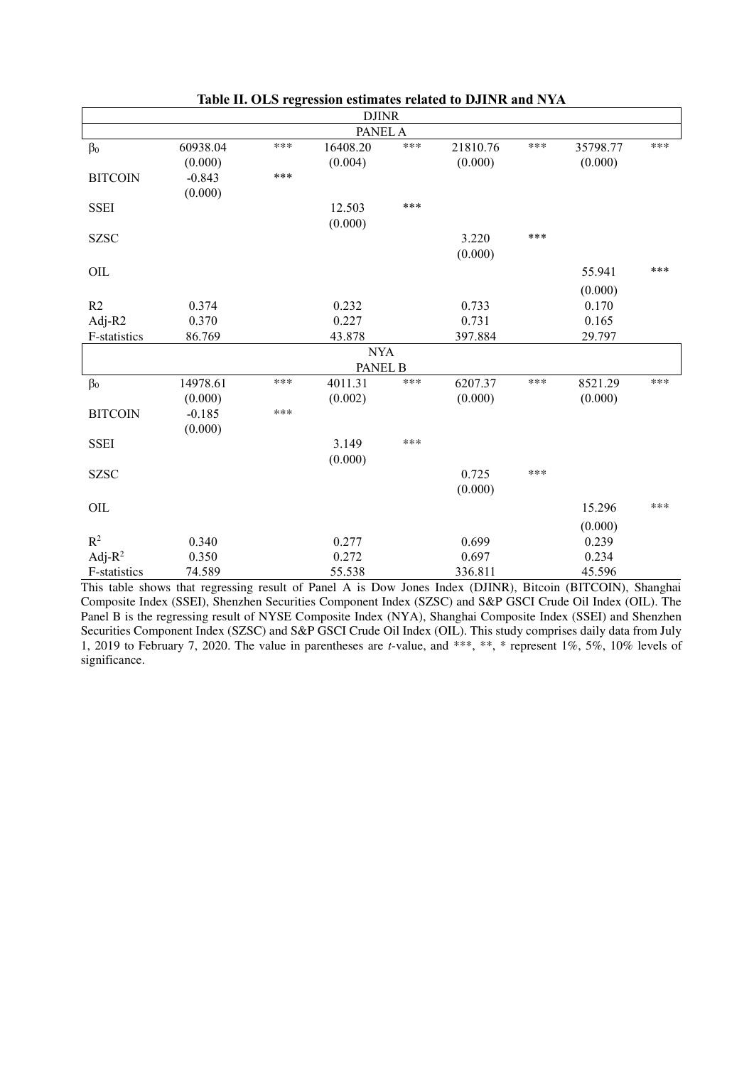**Table II. OLS regression estimates related to DJINR and NYA**

| | | | | | | | | |
|---|---|---|---|---|---|---|---|---|
| **DJINR** | | | | | | | | |
| **PANEL A** | | | | | | | | |
| $\beta_0$ | 60938.04 | *** | 16408.20 | *** | 21810.76 | *** | 35798.77 | *** |
| | (0.000) | | (0.004) | | (0.000) | | (0.000) | |
| BITCOIN | -0.843 | *** | | | | | | |
| | (0.000) | | | | | | | |
| SSEI | | | 12.503 | *** | | | | |
| | | | (0.000) | | | | | |
| SZSC | | | | | 3.220 | *** | | |
| | | | | | (0.000) | | | |
| OIL | | | | | | | 55.941 | *** |
| | | | | | | | (0.000) | |
| R2 | 0.374 | | 0.232 | | 0.733 | | 0.170 | |
| Adj-R2 | 0.370 | | 0.227 | | 0.731 | | 0.165 | |
| F-statistics | 86.769 | | 43.878 | | 397.884 | | 29.797 | |
| **NYA** | | | | | | | | |
| **PANEL B** | | | | | | | | |
| $\beta_0$ | 14978.61 | *** | 4011.31 | *** | 6207.37 | *** | 8521.29 | *** |
| | (0.000) | | (0.002) | | (0.000) | | (0.000) | |
| BITCOIN | -0.185 | *** | | | | | | |
| | (0.000) | | | | | | | |
| SSEI | | | 3.149 | *** | | | | |
| | | | (0.000) | | | | | |
| SZSC | | | | | 0.725 | *** | | |
| | | | | | (0.000) | | | |
| OIL | | | | | | | 15.296 | *** |
| | | | | | | | (0.000) | |
| $R^2$ | 0.340 | | 0.277 | | 0.699 | | 0.239 | |
| Adj-$R^2$ | 0.350 | | 0.272 | | 0.697 | | 0.234 | |
| F-statistics | 74.589 | | 55.538 | | 336.811 | | 45.596 | |

This table shows that regressing result of Panel A is Dow Jones Index (DJINR), Bitcoin (BITCOIN), Shanghai Composite Index (SSEI), Shenzhen Securities Component Index (SZSC) and S&P GSCI Crude Oil Index (OIL). The Panel B is the regressing result of NYSE Composite Index (NYA), Shanghai Composite Index (SSEI) and Shenzhen Securities Component Index (SZSC) and S&P GSCI Crude Oil Index (OIL). This study comprises daily data from July 1, 2019 to February 7, 2020. The value in parentheses are *t*-value, and ***, **, * represent 1%, 5%, 10% levels of significance.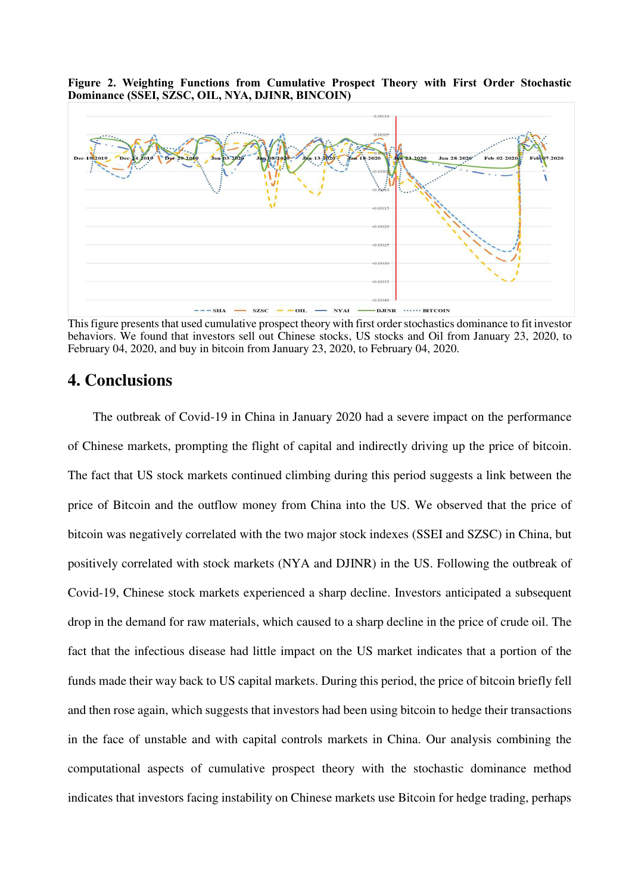**Figure 2. Weighting Functions from Cumulative Prospect Theory with First Order Stochastic Dominance (SSEI, SZSC, OIL, NYA, DJINR, BINCOIN)**

This figure presents that used cumulative prospect theory with first order stochastics dominance to fit investor behaviors. We found that investors sell out Chinese stocks, US stocks and Oil from January 23, 2020, to February 04, 2020, and buy in bitcoin from January 23, 2020, to February 04, 2020.

## 4. Conclusions

The outbreak of Covid-19 in China in January 2020 had a severe impact on the performance of Chinese markets, prompting the flight of capital and indirectly driving up the price of bitcoin. The fact that US stock markets continued climbing during this period suggests a link between the price of Bitcoin and the outflow money from China into the US. We observed that the price of bitcoin was negatively correlated with the two major stock indexes (SSEI and SZSC) in China, but positively correlated with stock markets (NYA and DJINR) in the US. Following the outbreak of Covid-19, Chinese stock markets experienced a sharp decline. Investors anticipated a subsequent drop in the demand for raw materials, which caused to a sharp decline in the price of crude oil. The fact that the infectious disease had little impact on the US market indicates that a portion of the funds made their way back to US capital markets. During this period, the price of bitcoin briefly fell and then rose again, which suggests that investors had been using bitcoin to hedge their transactions in the face of unstable and with capital controls markets in China. Our analysis combining the computational aspects of cumulative prospect theory with the stochastic dominance method indicates that investors facing instability on Chinese markets use Bitcoin for hedge trading, perhaps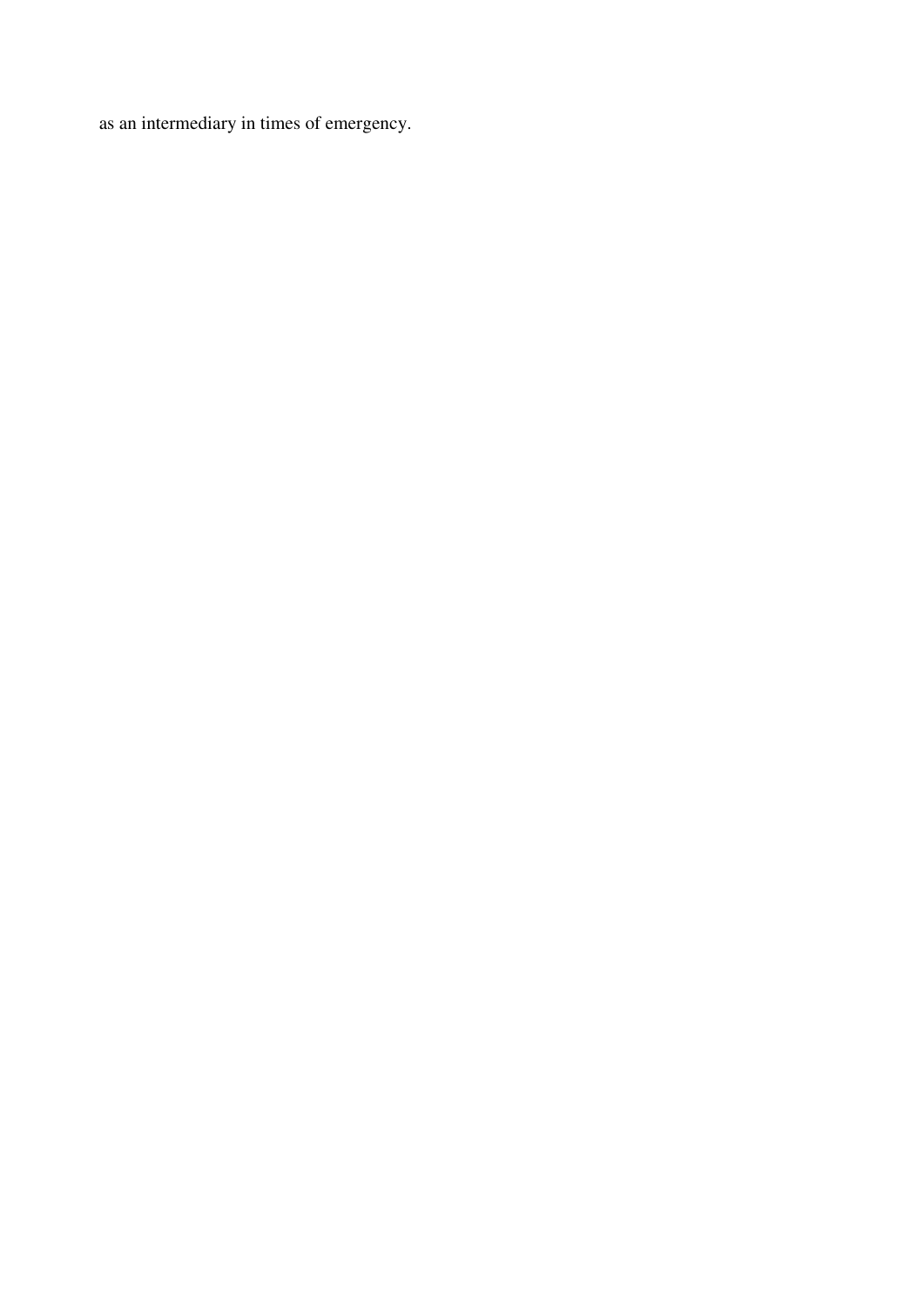as an intermediary in times of emergency.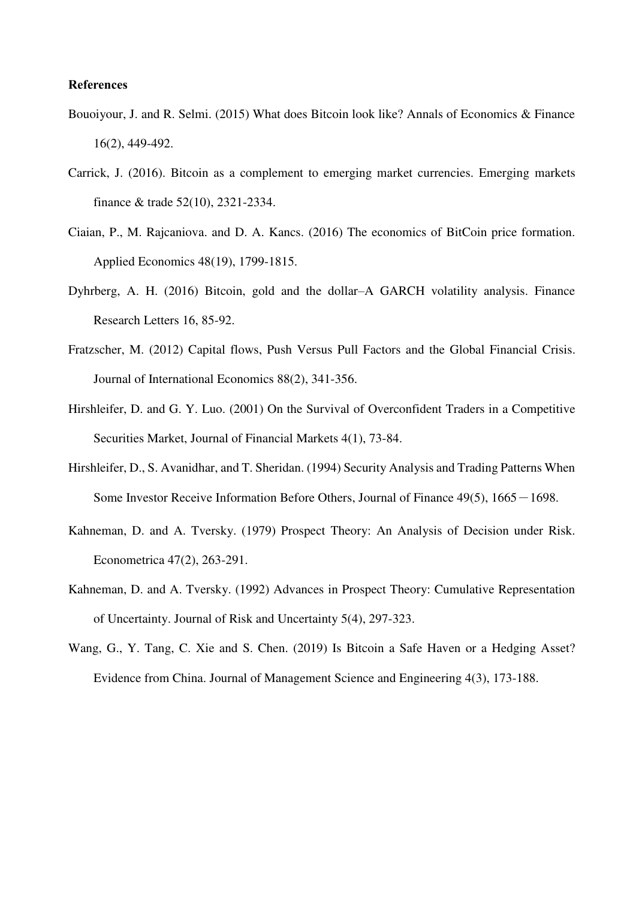**References**

Bouoiyour, J. and R. Selmi. (2015) What does Bitcoin look like? Annals of Economics & Finance 16(2), 449-492.

Carrick, J. (2016). Bitcoin as a complement to emerging market currencies. Emerging markets finance & trade 52(10), 2321-2334.

Ciaian, P., M. Rajcaniova. and D. A. Kancs. (2016) The economics of BitCoin price formation. Applied Economics 48(19), 1799-1815.

Dyhrberg, A. H. (2016) Bitcoin, gold and the dollar–A GARCH volatility analysis. Finance Research Letters 16, 85-92.

Fratzscher, M. (2012) Capital flows, Push Versus Pull Factors and the Global Financial Crisis. Journal of International Economics 88(2), 341-356.

Hirshleifer, D. and G. Y. Luo. (2001) On the Survival of Overconfident Traders in a Competitive Securities Market, Journal of Financial Markets 4(1), 73-84.

Hirshleifer, D., S. Avanidhar, and T. Sheridan. (1994) Security Analysis and Trading Patterns When Some Investor Receive Information Before Others, Journal of Finance 49(5), 1665－1698.

Kahneman, D. and A. Tversky. (1979) Prospect Theory: An Analysis of Decision under Risk. Econometrica 47(2), 263-291.

Kahneman, D. and A. Tversky. (1992) Advances in Prospect Theory: Cumulative Representation of Uncertainty. Journal of Risk and Uncertainty 5(4), 297-323.

Wang, G., Y. Tang, C. Xie and S. Chen. (2019) Is Bitcoin a Safe Haven or a Hedging Asset? Evidence from China. Journal of Management Science and Engineering 4(3), 173-188.